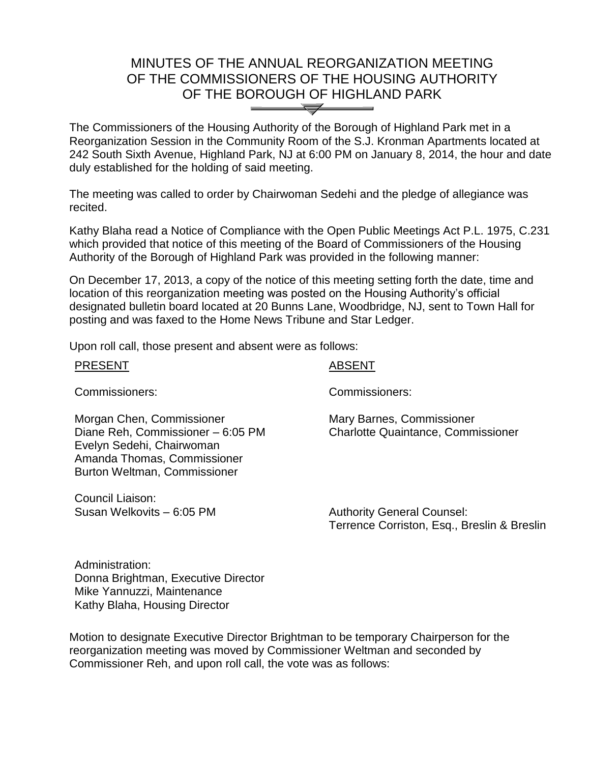# MINUTES OF THE ANNUAL REORGANIZATION MEETING OF THE COMMISSIONERS OF THE HOUSING AUTHORITY OF THE BOROUGH OF HIGHLAND PARK

The Commissioners of the Housing Authority of the Borough of Highland Park met in a Reorganization Session in the Community Room of the S.J. Kronman Apartments located at 242 South Sixth Avenue, Highland Park, NJ at 6:00 PM on January 8, 2014, the hour and date duly established for the holding of said meeting.

The meeting was called to order by Chairwoman Sedehi and the pledge of allegiance was recited.

Kathy Blaha read a Notice of Compliance with the Open Public Meetings Act P.L. 1975, C.231 which provided that notice of this meeting of the Board of Commissioners of the Housing Authority of the Borough of Highland Park was provided in the following manner:

On December 17, 2013, a copy of the notice of this meeting setting forth the date, time and location of this reorganization meeting was posted on the Housing Authority's official designated bulletin board located at 20 Bunns Lane, Woodbridge, NJ, sent to Town Hall for posting and was faxed to the Home News Tribune and Star Ledger.

Upon roll call, those present and absent were as follows:

| PRESENT | ABSENT |
|---|---|
| Commissioners: | Commissioners: |
| Morgan Chen, Commissioner<br>Diane Reh, Commissioner – 6:05 PM<br>Evelyn Sedehi, Chairwoman<br>Amanda Thomas, Commissioner<br>Burton Weltman, Commissioner | Mary Barnes, Commissioner<br>Charlotte Quaintance, Commissioner |
| Council Liaison:<br>Susan Welkovits – 6:05 PM | Authority General Counsel:<br>Terrence Corriston, Esq., Breslin & Breslin |
| Administration:<br>Donna Brightman, Executive Director<br>Mike Yannuzzi, Maintenance<br>Kathy Blaha, Housing Director | |

Motion to designate Executive Director Brightman to be temporary Chairperson for the reorganization meeting was moved by Commissioner Weltman and seconded by Commissioner Reh, and upon roll call, the vote was as follows: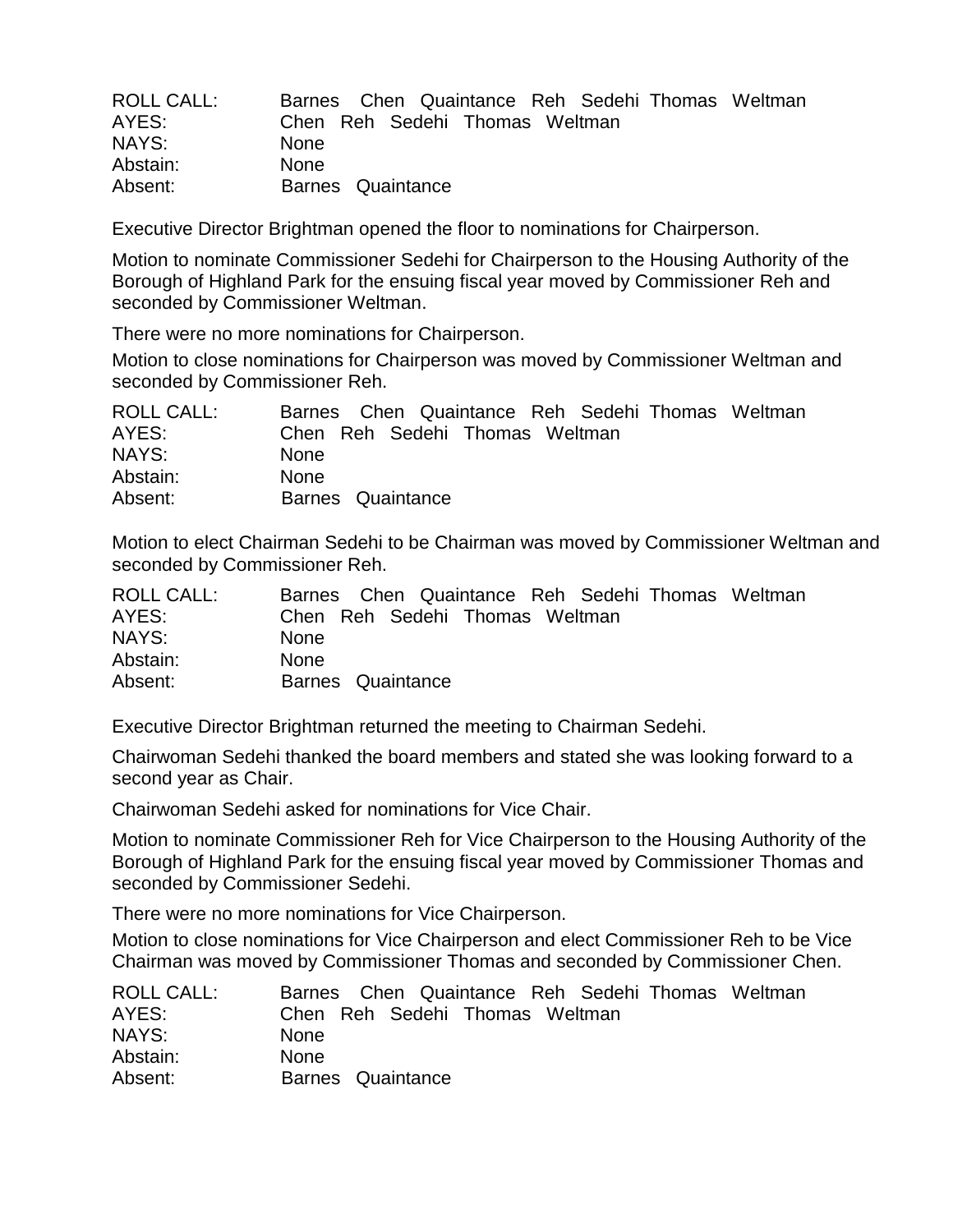| ROLL CALL: | Barnes Chen Quaintance Reh Sedehi Thomas Weltman |
|---|---|
| AYES: | Chen Reh Sedehi Thomas Weltman |
| NAYS: | None |
| Abstain: | None |
| Absent: | Barnes Quaintance |

Executive Director Brightman opened the floor to nominations for Chairperson.

Motion to nominate Commissioner Sedehi for Chairperson to the Housing Authority of the Borough of Highland Park for the ensuing fiscal year moved by Commissioner Reh and seconded by Commissioner Weltman.

There were no more nominations for Chairperson.

Motion to close nominations for Chairperson was moved by Commissioner Weltman and seconded by Commissioner Reh.

| ROLL CALL: | Barnes Chen Quaintance Reh Sedehi Thomas Weltman |
|---|---|
| AYES: | Chen Reh Sedehi Thomas Weltman |
| NAYS: | None |
| Abstain: | None |
| Absent: | Barnes Quaintance |

Motion to elect Chairman Sedehi to be Chairman was moved by Commissioner Weltman and seconded by Commissioner Reh.

| ROLL CALL: | Barnes Chen Quaintance Reh Sedehi Thomas Weltman |
|---|---|
| AYES: | Chen Reh Sedehi Thomas Weltman |
| NAYS: | None |
| Abstain: | None |
| Absent: | Barnes Quaintance |

Executive Director Brightman returned the meeting to Chairman Sedehi.

Chairwoman Sedehi thanked the board members and stated she was looking forward to a second year as Chair.

Chairwoman Sedehi asked for nominations for Vice Chair.

Motion to nominate Commissioner Reh for Vice Chairperson to the Housing Authority of the Borough of Highland Park for the ensuing fiscal year moved by Commissioner Thomas and seconded by Commissioner Sedehi.

There were no more nominations for Vice Chairperson.

Motion to close nominations for Vice Chairperson and elect Commissioner Reh to be Vice Chairman was moved by Commissioner Thomas and seconded by Commissioner Chen.

| ROLL CALL: | Barnes Chen Quaintance Reh Sedehi Thomas Weltman |
|---|---|
| AYES: | Chen Reh Sedehi Thomas Weltman |
| NAYS: | None |
| Abstain: | None |
| Absent: | Barnes Quaintance |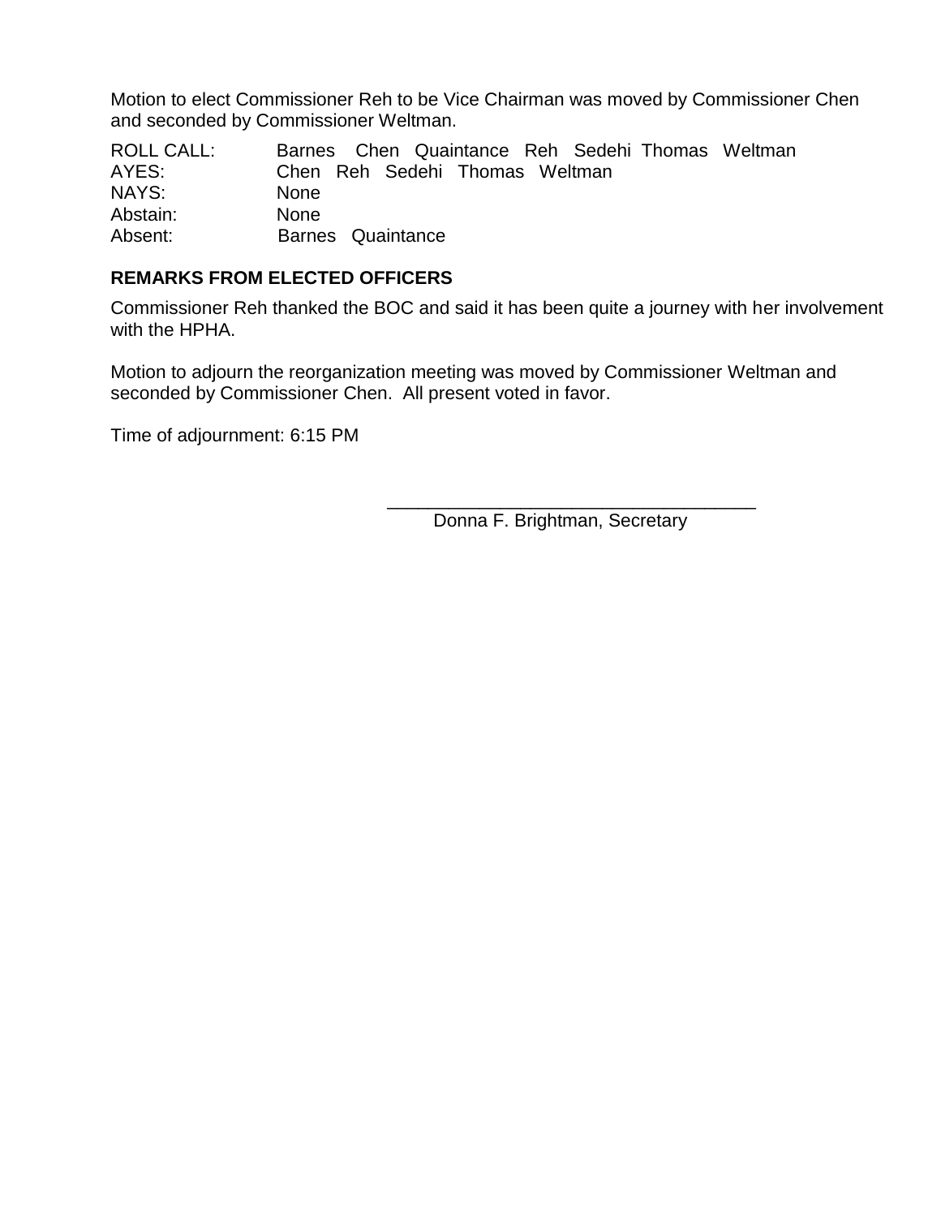Motion to elect Commissioner Reh to be Vice Chairman was moved by Commissioner Chen and seconded by Commissioner Weltman.

| | |
|---|---|
| ROLL CALL: | Barnes Chen Quaintance Reh Sedehi Thomas Weltman |
| AYES: | Chen Reh Sedehi Thomas Weltman |
| NAYS: | None |
| Abstain: | None |
| Absent: | Barnes Quaintance |

**REMARKS FROM ELECTED OFFICERS**

Commissioner Reh thanked the BOC and said it has been quite a journey with her involvement with the HPHA.

Motion to adjourn the reorganization meeting was moved by Commissioner Weltman and seconded by Commissioner Chen. All present voted in favor.

Time of adjournment: 6:15 PM

_____________________________________

Donna F. Brightman, Secretary